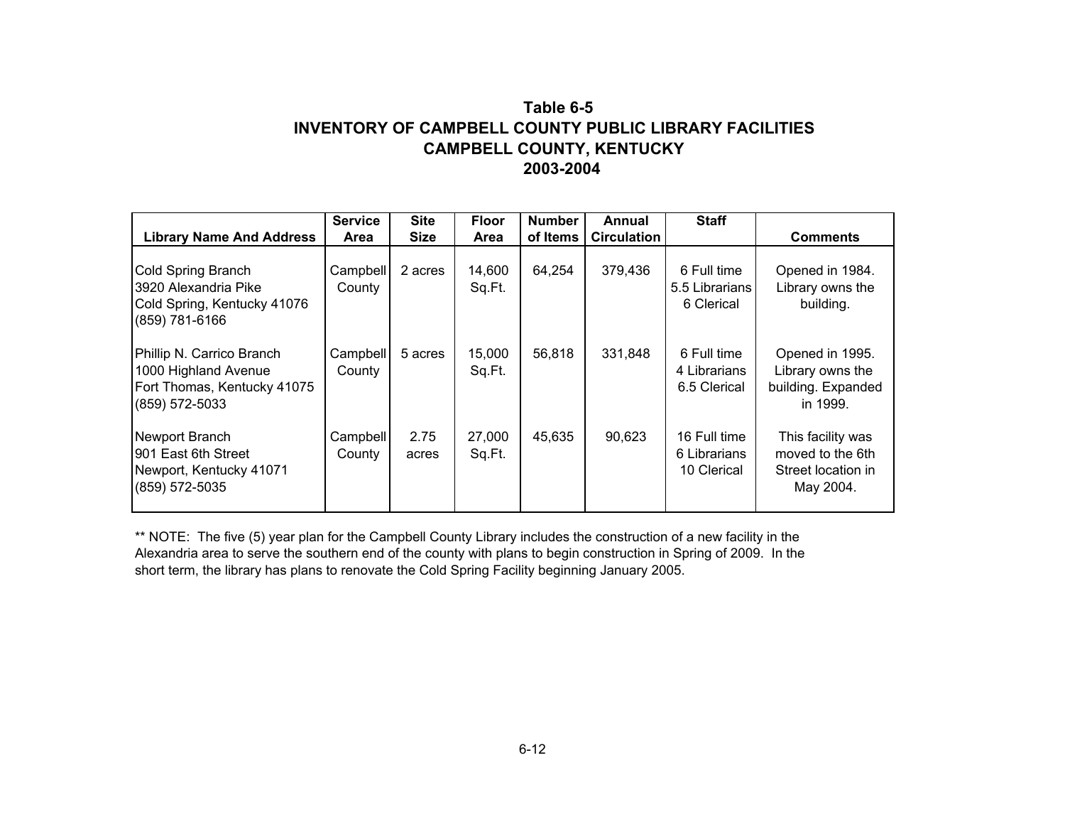## Table 6-5
## INVENTORY OF CAMPBELL COUNTY PUBLIC LIBRARY FACILITIES
## CAMPBELL COUNTY, KENTUCKY
## 2003-2004

| Library Name And Address | Service Area | Site Size | Floor Area | Number of Items | Annual Circulation | Staff | Comments |
|---|---|---|---|---|---|---|---|
| Cold Spring Branch<br>3920 Alexandria Pike<br>Cold Spring, Kentucky 41076<br>(859) 781-6166 | Campbell County | 2 acres | 14,600 Sq.Ft. | 64,254 | 379,436 | 6 Full time<br>5.5 Librarians<br>6 Clerical | Opened in 1984. Library owns the building. |
| Phillip N. Carrico Branch<br>1000 Highland Avenue<br>Fort Thomas, Kentucky 41075<br>(859) 572-5033 | Campbell County | 5 acres | 15,000 Sq.Ft. | 56,818 | 331,848 | 6 Full time<br>4 Librarians<br>6.5 Clerical | Opened in 1995. Library owns the building. Expanded in 1999. |
| Newport Branch<br>901 East 6th Street<br>Newport, Kentucky 41071<br>(859) 572-5035 | Campbell County | 2.75 acres | 27,000 Sq.Ft. | 45,635 | 90,623 | 16 Full time<br>6 Librarians<br>10 Clerical | This facility was moved to the 6th Street location in May 2004. |

** NOTE: The five (5) year plan for the Campbell County Library includes the construction of a new facility in the Alexandria area to serve the southern end of the county with plans to begin construction in Spring of 2009. In the short term, the library has plans to renovate the Cold Spring Facility beginning January 2005.